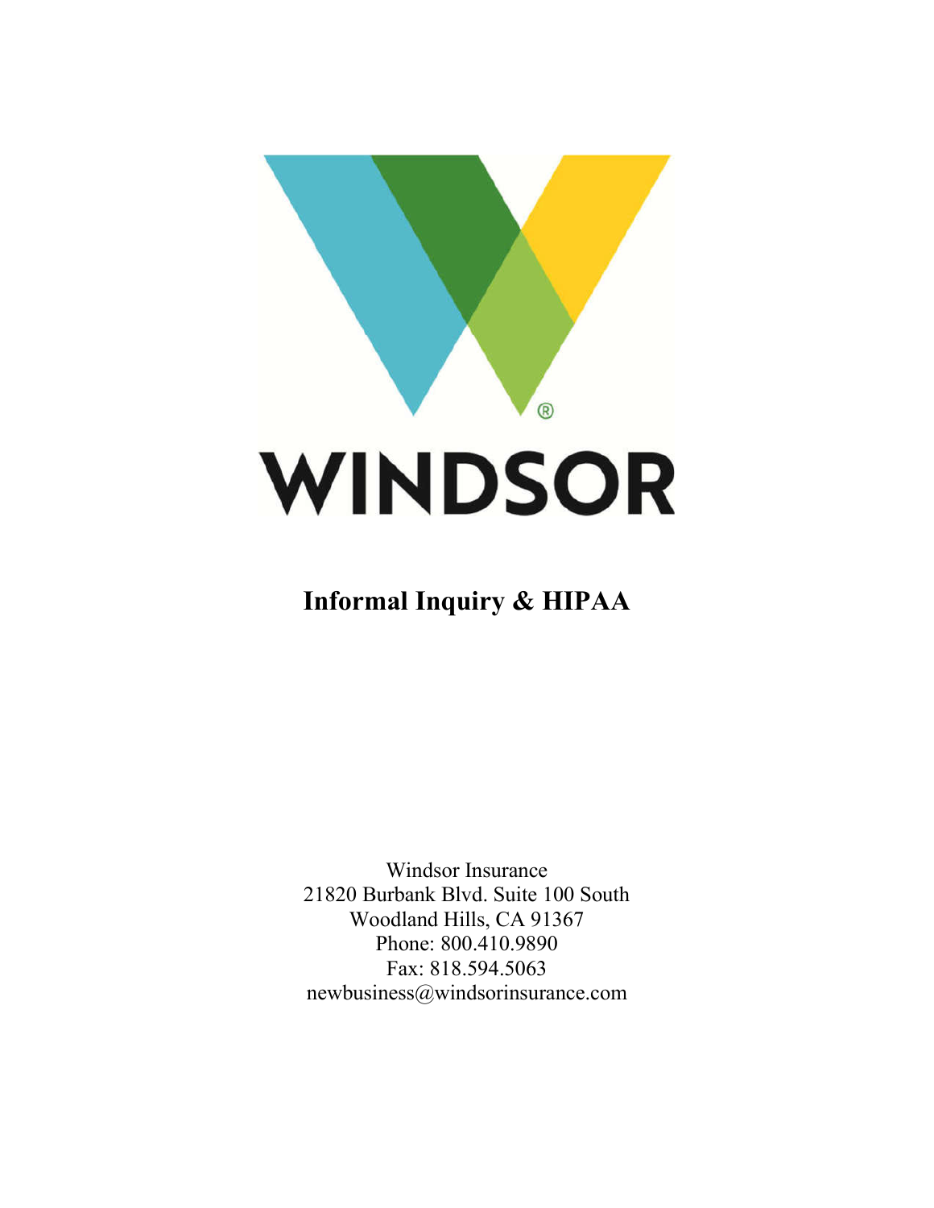WINDSOR

# Informal Inquiry & HIPAA

Windsor Insurance
21820 Burbank Blvd. Suite 100 South
Woodland Hills, CA 91367
Phone: 800.410.9890
Fax: 818.594.5063
newbusiness@windsorinsurance.com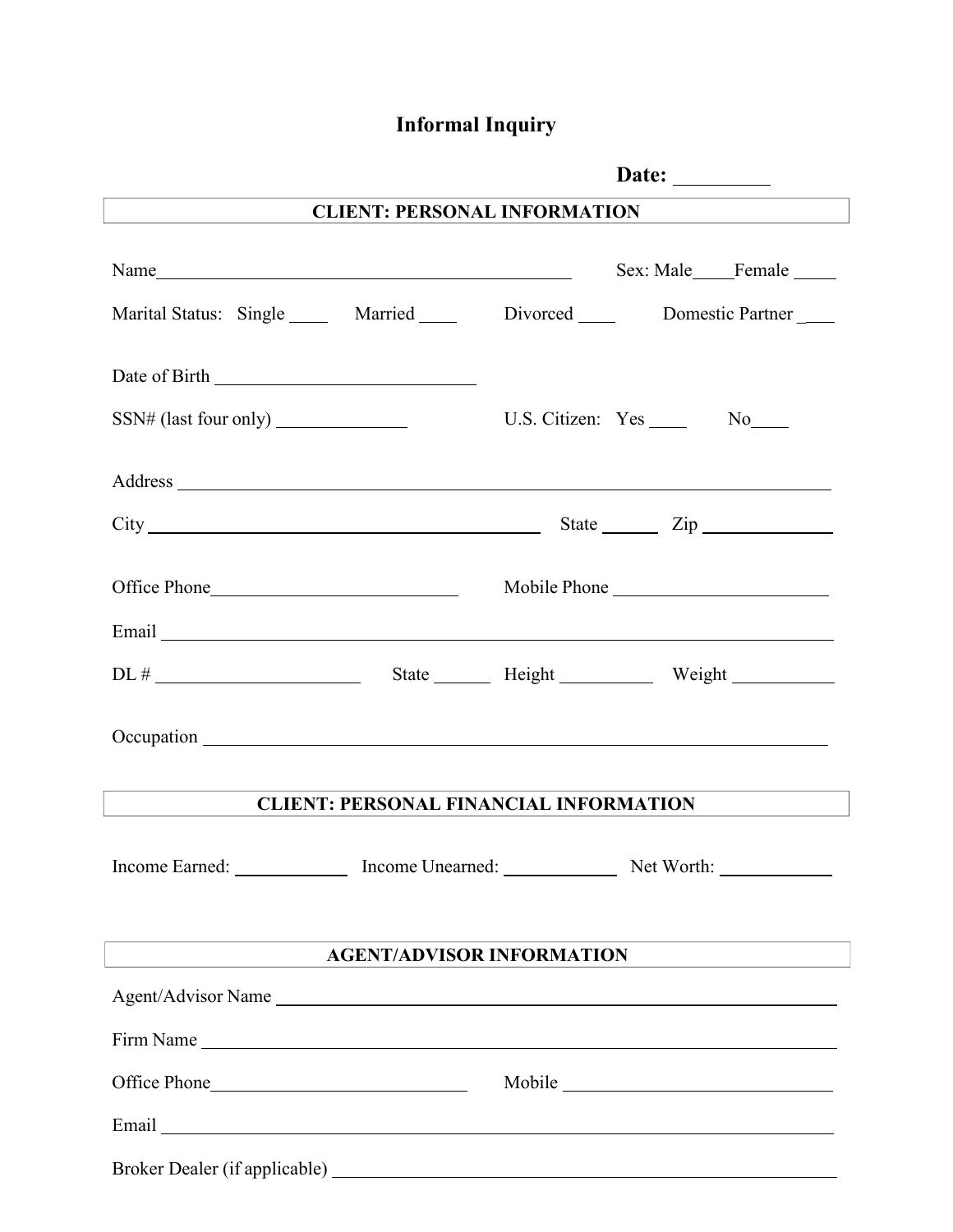# Informal Inquiry

**Date:** _________

## CLIENT: PERSONAL INFORMATION

Name_____________________________________________ Sex: Male____Female _____

Marital Status: Single ____ Married ____ Divorced ____ Domestic Partner ____

Date of Birth ___________________________

SSN# (last four only) ______________ U.S. Citizen: Yes ____ No____

Address ______________________________________________________________________

City _________________________________________ State ______ Zip ______________

Office Phone__________________________ Mobile Phone _______________________

Email ________________________________________________________________________

DL # _____________________ State ______ Height __________ Weight ___________

Occupation ___________________________________________________________________

## CLIENT: PERSONAL FINANCIAL INFORMATION

Income Earned: ____________ Income Unearned: ____________ Net Worth: ____________

## AGENT/ADVISOR INFORMATION

Agent/Advisor Name ___________________________________________________________

Firm Name ____________________________________________________________________

Office Phone___________________________ Mobile ____________________________

Email ________________________________________________________________________

Broker Dealer (if applicable) ________________________________________________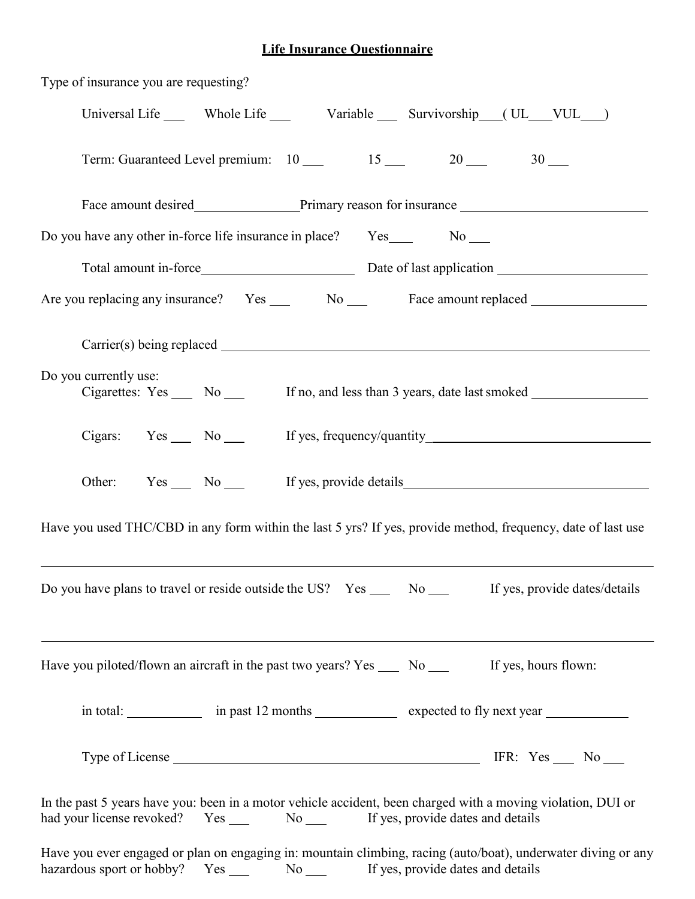**Life Insurance Questionnaire**

Type of insurance you are requesting?

Universal Life ___ Whole Life ___ Variable ___ Survivorship___( UL___VUL___)

Term: Guaranteed Level premium: 10 ___ 15 ___ 20 ___ 30 ___

Face amount desired________________Primary reason for insurance ____________________________

Do you have any other in-force life insurance in place? Yes____ No ___

Total amount in-force_______________________ Date of last application ______________________

Are you replacing any insurance? Yes ___ No ___ Face amount replaced _________________

Carrier(s) being replaced ______________________________________________________________

Do you currently use:

Cigarettes: Yes ___ No ___ If no, and less than 3 years, date last smoked _________________

Cigars: Yes ___ No ___ If yes, frequency/quantity _________________________________

Other: Yes ___ No ___ If yes, provide details_____________________________________

Have you used THC/CBD in any form within the last 5 yrs? If yes, provide method, frequency, date of last use

______________________________________________________________________________

Do you have plans to travel or reside outside the US? Yes ___ No ___ If yes, provide dates/details

______________________________________________________________________________

Have you piloted/flown an aircraft in the past two years? Yes ___ No ___ If yes, hours flown:

in total: ___________ in past 12 months ____________ expected to fly next year ____________

Type of License _______________________________________________ IFR: Yes ___ No ___

In the past 5 years have you: been in a motor vehicle accident, been charged with a moving violation, DUI or had your license revoked? Yes ___ No ___ If yes, provide dates and details

Have you ever engaged or plan on engaging in: mountain climbing, racing (auto/boat), underwater diving or any hazardous sport or hobby? Yes ___ No ___ If yes, provide dates and details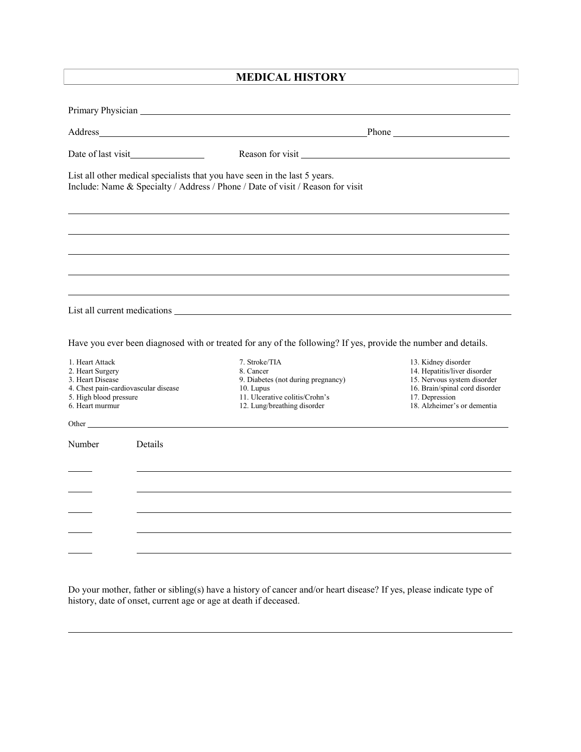# MEDICAL HISTORY

Primary Physician ______________________________________________

Address ______________________________ Phone ______________

Date of last visit ____________ Reason for visit ______________________

List all other medical specialists that you have seen in the last 5 years.
Include: Name & Specialty / Address / Phone / Date of visit / Reason for visit

______________________________________________

______________________________________________

______________________________________________

______________________________________________

______________________________________________

List all current medications ______________________________________________

Have you ever been diagnosed with or treated for any of the following? If yes, provide the number and details.

1. Heart Attack
2. Heart Surgery
3. Heart Disease
4. Chest pain-cardiovascular disease
5. High blood pressure
6. Heart murmur
7. Stroke/TIA
8. Cancer
9. Diabetes (not during pregnancy)
10. Lupus
11. Ulcerative colitis/Crohn's
12. Lung/breathing disorder
13. Kidney disorder
14. Hepatitis/liver disorder
15. Nervous system disorder
16. Brain/spinal cord disorder
17. Depression
18. Alzheimer's or dementia

Other ______________________________________________

| Number | Details |
|---|---|
| ____ | ______________________________________________ |
| ____ | ______________________________________________ |
| ____ | ______________________________________________ |
| ____ | ______________________________________________ |
| ____ | ______________________________________________ |

Do your mother, father or sibling(s) have a history of cancer and/or heart disease? If yes, please indicate type of history, date of onset, current age or age at death if deceased.

______________________________________________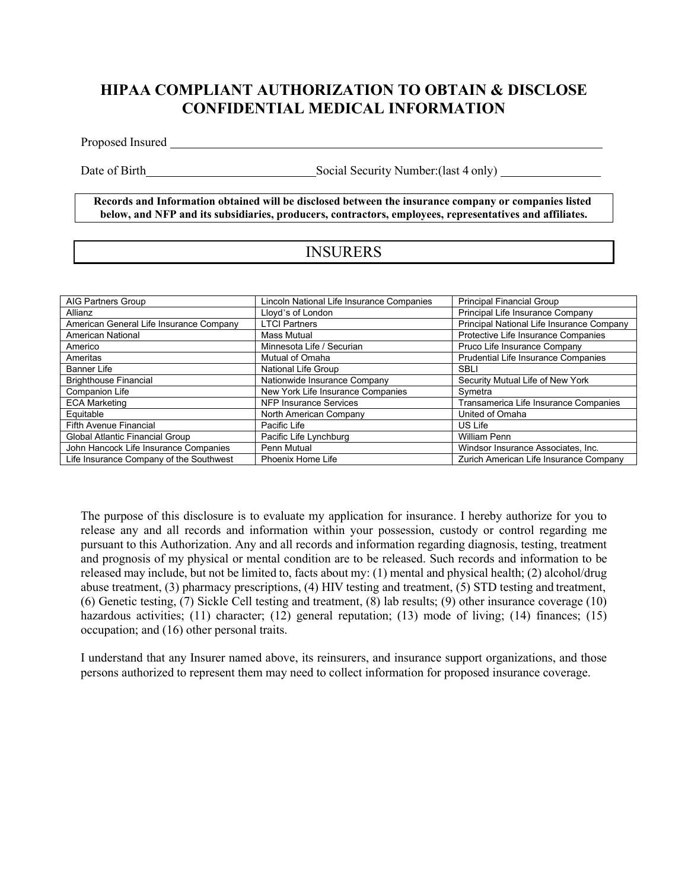# HIPAA COMPLIANT AUTHORIZATION TO OBTAIN & DISCLOSE CONFIDENTIAL MEDICAL INFORMATION

Proposed Insured ____________________________________________

Date of Birth ____________________ Social Security Number:(last 4 only) ____________

**Records and Information obtained will be disclosed between the insurance company or companies listed below, and NFP and its subsidiaries, producers, contractors, employees, representatives and affiliates.**

## INSURERS

| | | |
|---|---|---|
| AIG Partners Group | Lincoln National Life Insurance Companies | Principal Financial Group |
| Allianz | Lloyd's of London | Principal Life Insurance Company |
| American General Life Insurance Company | LTCI Partners | Principal National Life Insurance Company |
| American National | Mass Mutual | Protective Life Insurance Companies |
| Americo | Minnesota Life / Securian | Pruco Life Insurance Company |
| Ameritas | Mutual of Omaha | Prudential Life Insurance Companies |
| Banner Life | National Life Group | SBLI |
| Brighthouse Financial | Nationwide Insurance Company | Security Mutual Life of New York |
| Companion Life | New York Life Insurance Companies | Symetra |
| ECA Marketing | NFP Insurance Services | Transamerica Life Insurance Companies |
| Equitable | North American Company | United of Omaha |
| Fifth Avenue Financial | Pacific Life | US Life |
| Global Atlantic Financial Group | Pacific Life Lynchburg | William Penn |
| John Hancock Life Insurance Companies | Penn Mutual | Windsor Insurance Associates, Inc. |
| Life Insurance Company of the Southwest | Phoenix Home Life | Zurich American Life Insurance Company |

The purpose of this disclosure is to evaluate my application for insurance. I hereby authorize for you to release any and all records and information within your possession, custody or control regarding me pursuant to this Authorization. Any and all records and information regarding diagnosis, testing, treatment and prognosis of my physical or mental condition are to be released. Such records and information to be released may include, but not be limited to, facts about my: (1) mental and physical health; (2) alcohol/drug abuse treatment, (3) pharmacy prescriptions, (4) HIV testing and treatment, (5) STD testing and treatment, (6) Genetic testing, (7) Sickle Cell testing and treatment, (8) lab results; (9) other insurance coverage (10) hazardous activities; (11) character; (12) general reputation; (13) mode of living; (14) finances; (15) occupation; and (16) other personal traits.

I understand that any Insurer named above, its reinsurers, and insurance support organizations, and those persons authorized to represent them may need to collect information for proposed insurance coverage.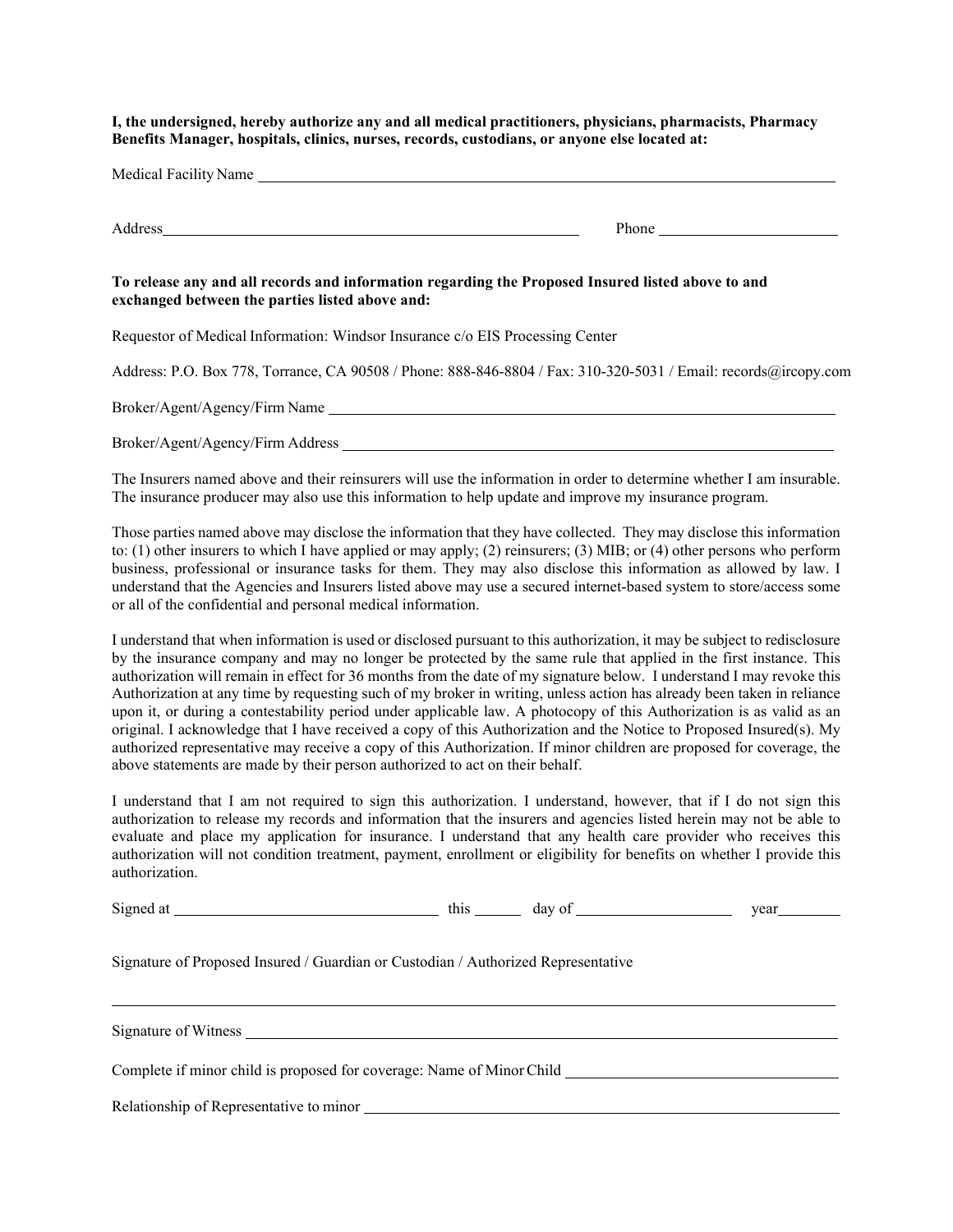**I, the undersigned, hereby authorize any and all medical practitioners, physicians, pharmacists, Pharmacy Benefits Manager, hospitals, clinics, nurses, records, custodians, or anyone else located at:**

Medical Facility Name ______________________________________________________________

Address ____________________________________________ Phone ____________________

**To release any and all records and information regarding the Proposed Insured listed above to and exchanged between the parties listed above and:**

Requestor of Medical Information: Windsor Insurance c/o EIS Processing Center

Address: P.O. Box 778, Torrance, CA 90508 / Phone: 888-846-8804 / Fax: 310-320-5031 / Email: records@ircopy.com

Broker/Agent/Agency/Firm Name ______________________________________________________

Broker/Agent/Agency/Firm Address ____________________________________________________

The Insurers named above and their reinsurers will use the information in order to determine whether I am insurable. The insurance producer may also use this information to help update and improve my insurance program.

Those parties named above may disclose the information that they have collected. They may disclose this information to: (1) other insurers to which I have applied or may apply; (2) reinsurers; (3) MIB; or (4) other persons who perform business, professional or insurance tasks for them. They may also disclose this information as allowed by law. I understand that the Agencies and Insurers listed above may use a secured internet-based system to store/access some or all of the confidential and personal medical information.

I understand that when information is used or disclosed pursuant to this authorization, it may be subject to redisclosure by the insurance company and may no longer be protected by the same rule that applied in the first instance. This authorization will remain in effect for 36 months from the date of my signature below. I understand I may revoke this Authorization at any time by requesting such of my broker in writing, unless action has already been taken in reliance upon it, or during a contestability period under applicable law. A photocopy of this Authorization is as valid as an original. I acknowledge that I have received a copy of this Authorization and the Notice to Proposed Insured(s). My authorized representative may receive a copy of this Authorization. If minor children are proposed for coverage, the above statements are made by their person authorized to act on their behalf.

I understand that I am not required to sign this authorization. I understand, however, that if I do not sign this authorization to release my records and information that the insurers and agencies listed herein may not be able to evaluate and place my application for insurance. I understand that any health care provider who receives this authorization will not condition treatment, payment, enrollment or eligibility for benefits on whether I provide this authorization.

Signed at ______________________ this ______ day of ______________ year ________

Signature of Proposed Insured / Guardian or Custodian / Authorized Representative

______________________________________________________________________________

Signature of Witness ______________________________________________________________

Complete if minor child is proposed for coverage: Name of Minor Child ______________________

Relationship of Representative to minor ________________________________________________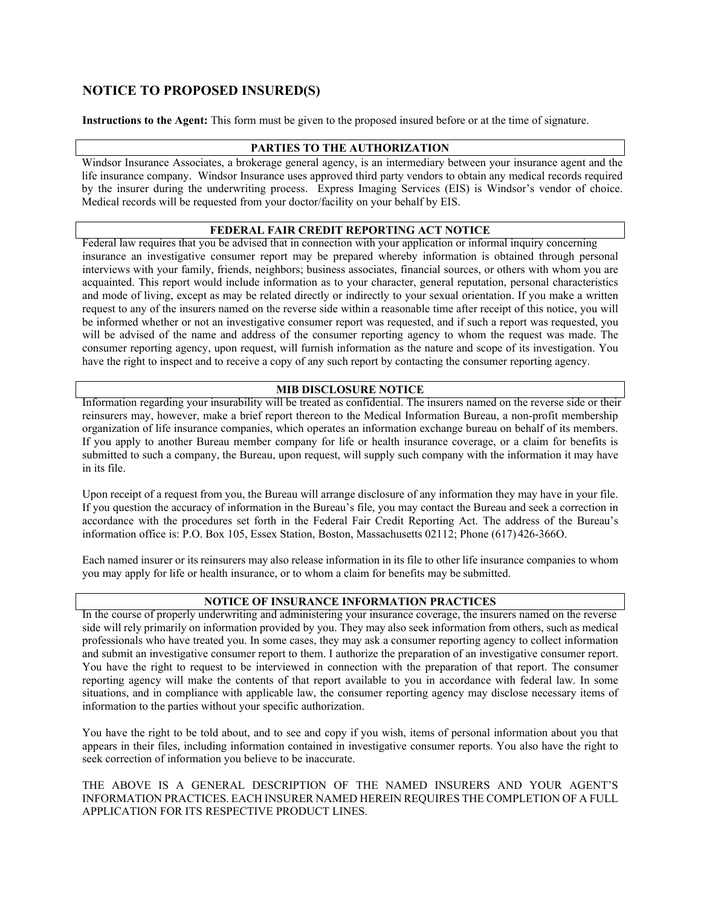# NOTICE TO PROPOSED INSURED(S)

**Instructions to the Agent:** This form must be given to the proposed insured before or at the time of signature.

## PARTIES TO THE AUTHORIZATION

Windsor Insurance Associates, a brokerage general agency, is an intermediary between your insurance agent and the life insurance company. Windsor Insurance uses approved third party vendors to obtain any medical records required by the insurer during the underwriting process. Express Imaging Services (EIS) is Windsor's vendor of choice. Medical records will be requested from your doctor/facility on your behalf by EIS.

## FEDERAL FAIR CREDIT REPORTING ACT NOTICE

Federal law requires that you be advised that in connection with your application or informal inquiry concerning insurance an investigative consumer report may be prepared whereby information is obtained through personal interviews with your family, friends, neighbors; business associates, financial sources, or others with whom you are acquainted. This report would include information as to your character, general reputation, personal characteristics and mode of living, except as may be related directly or indirectly to your sexual orientation. If you make a written request to any of the insurers named on the reverse side within a reasonable time after receipt of this notice, you will be informed whether or not an investigative consumer report was requested, and if such a report was requested, you will be advised of the name and address of the consumer reporting agency to whom the request was made. The consumer reporting agency, upon request, will furnish information as the nature and scope of its investigation. You have the right to inspect and to receive a copy of any such report by contacting the consumer reporting agency.

## MIB DISCLOSURE NOTICE

Information regarding your insurability will be treated as confidential. The insurers named on the reverse side or their reinsurers may, however, make a brief report thereon to the Medical Information Bureau, a non-profit membership organization of life insurance companies, which operates an information exchange bureau on behalf of its members. If you apply to another Bureau member company for life or health insurance coverage, or a claim for benefits is submitted to such a company, the Bureau, upon request, will supply such company with the information it may have in its file.

Upon receipt of a request from you, the Bureau will arrange disclosure of any information they may have in your file. If you question the accuracy of information in the Bureau's file, you may contact the Bureau and seek a correction in accordance with the procedures set forth in the Federal Fair Credit Reporting Act. The address of the Bureau's information office is: P.O. Box 105, Essex Station, Boston, Massachusetts 02112; Phone (617) 426-366O.

Each named insurer or its reinsurers may also release information in its file to other life insurance companies to whom you may apply for life or health insurance, or to whom a claim for benefits may be submitted.

## NOTICE OF INSURANCE INFORMATION PRACTICES

In the course of properly underwriting and administering your insurance coverage, the insurers named on the reverse side will rely primarily on information provided by you. They may also seek information from others, such as medical professionals who have treated you. In some cases, they may ask a consumer reporting agency to collect information and submit an investigative consumer report to them. I authorize the preparation of an investigative consumer report. You have the right to request to be interviewed in connection with the preparation of that report. The consumer reporting agency will make the contents of that report available to you in accordance with federal law. In some situations, and in compliance with applicable law, the consumer reporting agency may disclose necessary items of information to the parties without your specific authorization.

You have the right to be told about, and to see and copy if you wish, items of personal information about you that appears in their files, including information contained in investigative consumer reports. You also have the right to seek correction of information you believe to be inaccurate.

THE ABOVE IS A GENERAL DESCRIPTION OF THE NAMED INSURERS AND YOUR AGENT'S INFORMATION PRACTICES. EACH INSURER NAMED HEREIN REQUIRES THE COMPLETION OF A FULL APPLICATION FOR ITS RESPECTIVE PRODUCT LINES.